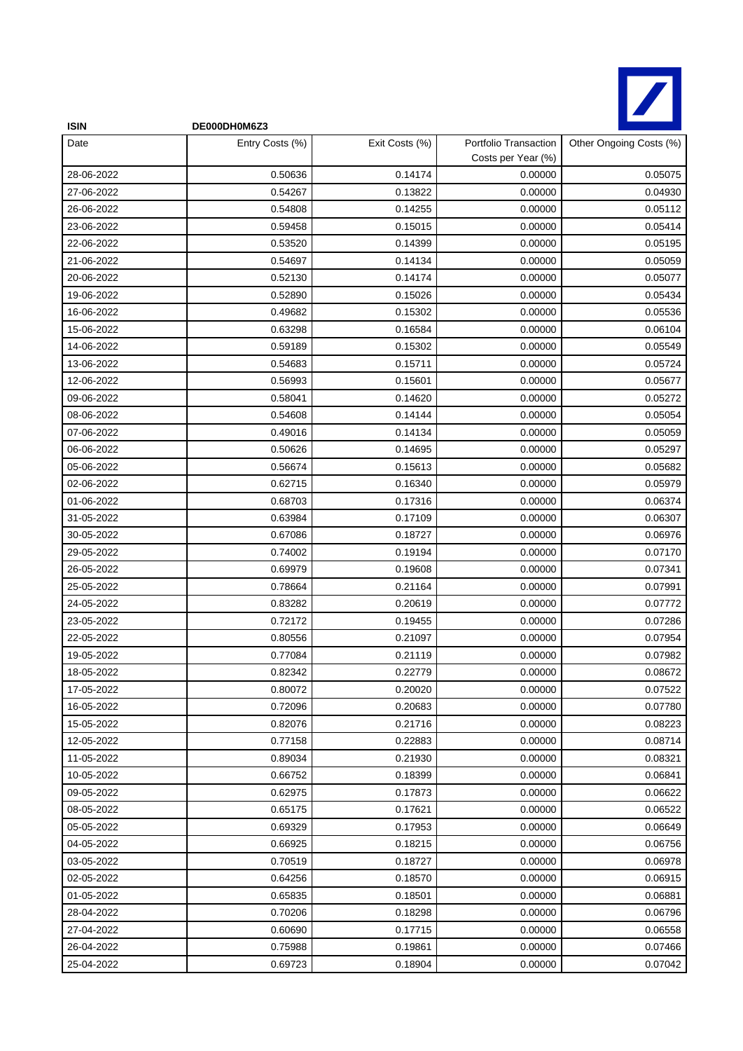| ISIN | DE000DH0M6Z3 | | | |
|---|---|---|---|---|
| Date | Entry Costs (%) | Exit Costs (%) | Portfolio Transaction Costs per Year (%) | Other Ongoing Costs (%) |
| 28-06-2022 | 0.50636 | 0.14174 | 0.00000 | 0.05075 |
| 27-06-2022 | 0.54267 | 0.13822 | 0.00000 | 0.04930 |
| 26-06-2022 | 0.54808 | 0.14255 | 0.00000 | 0.05112 |
| 23-06-2022 | 0.59458 | 0.15015 | 0.00000 | 0.05414 |
| 22-06-2022 | 0.53520 | 0.14399 | 0.00000 | 0.05195 |
| 21-06-2022 | 0.54697 | 0.14134 | 0.00000 | 0.05059 |
| 20-06-2022 | 0.52130 | 0.14174 | 0.00000 | 0.05077 |
| 19-06-2022 | 0.52890 | 0.15026 | 0.00000 | 0.05434 |
| 16-06-2022 | 0.49682 | 0.15302 | 0.00000 | 0.05536 |
| 15-06-2022 | 0.63298 | 0.16584 | 0.00000 | 0.06104 |
| 14-06-2022 | 0.59189 | 0.15302 | 0.00000 | 0.05549 |
| 13-06-2022 | 0.54683 | 0.15711 | 0.00000 | 0.05724 |
| 12-06-2022 | 0.56993 | 0.15601 | 0.00000 | 0.05677 |
| 09-06-2022 | 0.58041 | 0.14620 | 0.00000 | 0.05272 |
| 08-06-2022 | 0.54608 | 0.14144 | 0.00000 | 0.05054 |
| 07-06-2022 | 0.49016 | 0.14134 | 0.00000 | 0.05059 |
| 06-06-2022 | 0.50626 | 0.14695 | 0.00000 | 0.05297 |
| 05-06-2022 | 0.56674 | 0.15613 | 0.00000 | 0.05682 |
| 02-06-2022 | 0.62715 | 0.16340 | 0.00000 | 0.05979 |
| 01-06-2022 | 0.68703 | 0.17316 | 0.00000 | 0.06374 |
| 31-05-2022 | 0.63984 | 0.17109 | 0.00000 | 0.06307 |
| 30-05-2022 | 0.67086 | 0.18727 | 0.00000 | 0.06976 |
| 29-05-2022 | 0.74002 | 0.19194 | 0.00000 | 0.07170 |
| 26-05-2022 | 0.69979 | 0.19608 | 0.00000 | 0.07341 |
| 25-05-2022 | 0.78664 | 0.21164 | 0.00000 | 0.07991 |
| 24-05-2022 | 0.83282 | 0.20619 | 0.00000 | 0.07772 |
| 23-05-2022 | 0.72172 | 0.19455 | 0.00000 | 0.07286 |
| 22-05-2022 | 0.80556 | 0.21097 | 0.00000 | 0.07954 |
| 19-05-2022 | 0.77084 | 0.21119 | 0.00000 | 0.07982 |
| 18-05-2022 | 0.82342 | 0.22779 | 0.00000 | 0.08672 |
| 17-05-2022 | 0.80072 | 0.20020 | 0.00000 | 0.07522 |
| 16-05-2022 | 0.72096 | 0.20683 | 0.00000 | 0.07780 |
| 15-05-2022 | 0.82076 | 0.21716 | 0.00000 | 0.08223 |
| 12-05-2022 | 0.77158 | 0.22883 | 0.00000 | 0.08714 |
| 11-05-2022 | 0.89034 | 0.21930 | 0.00000 | 0.08321 |
| 10-05-2022 | 0.66752 | 0.18399 | 0.00000 | 0.06841 |
| 09-05-2022 | 0.62975 | 0.17873 | 0.00000 | 0.06622 |
| 08-05-2022 | 0.65175 | 0.17621 | 0.00000 | 0.06522 |
| 05-05-2022 | 0.69329 | 0.17953 | 0.00000 | 0.06649 |
| 04-05-2022 | 0.66925 | 0.18215 | 0.00000 | 0.06756 |
| 03-05-2022 | 0.70519 | 0.18727 | 0.00000 | 0.06978 |
| 02-05-2022 | 0.64256 | 0.18570 | 0.00000 | 0.06915 |
| 01-05-2022 | 0.65835 | 0.18501 | 0.00000 | 0.06881 |
| 28-04-2022 | 0.70206 | 0.18298 | 0.00000 | 0.06796 |
| 27-04-2022 | 0.60690 | 0.17715 | 0.00000 | 0.06558 |
| 26-04-2022 | 0.75988 | 0.19861 | 0.00000 | 0.07466 |
| 25-04-2022 | 0.69723 | 0.18904 | 0.00000 | 0.07042 |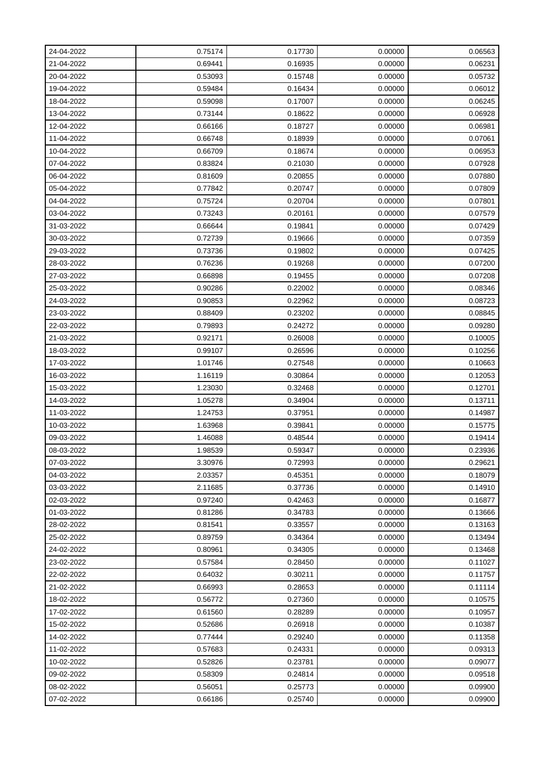| | | | | |
|---|---|---|---|---|
| 24-04-2022 | 0.75174 | 0.17730 | 0.00000 | 0.06563 |
| 21-04-2022 | 0.69441 | 0.16935 | 0.00000 | 0.06231 |
| 20-04-2022 | 0.53093 | 0.15748 | 0.00000 | 0.05732 |
| 19-04-2022 | 0.59484 | 0.16434 | 0.00000 | 0.06012 |
| 18-04-2022 | 0.59098 | 0.17007 | 0.00000 | 0.06245 |
| 13-04-2022 | 0.73144 | 0.18622 | 0.00000 | 0.06928 |
| 12-04-2022 | 0.66166 | 0.18727 | 0.00000 | 0.06981 |
| 11-04-2022 | 0.66748 | 0.18939 | 0.00000 | 0.07061 |
| 10-04-2022 | 0.66709 | 0.18674 | 0.00000 | 0.06953 |
| 07-04-2022 | 0.83824 | 0.21030 | 0.00000 | 0.07928 |
| 06-04-2022 | 0.81609 | 0.20855 | 0.00000 | 0.07880 |
| 05-04-2022 | 0.77842 | 0.20747 | 0.00000 | 0.07809 |
| 04-04-2022 | 0.75724 | 0.20704 | 0.00000 | 0.07801 |
| 03-04-2022 | 0.73243 | 0.20161 | 0.00000 | 0.07579 |
| 31-03-2022 | 0.66644 | 0.19841 | 0.00000 | 0.07429 |
| 30-03-2022 | 0.72739 | 0.19666 | 0.00000 | 0.07359 |
| 29-03-2022 | 0.73736 | 0.19802 | 0.00000 | 0.07425 |
| 28-03-2022 | 0.76236 | 0.19268 | 0.00000 | 0.07200 |
| 27-03-2022 | 0.66898 | 0.19455 | 0.00000 | 0.07208 |
| 25-03-2022 | 0.90286 | 0.22002 | 0.00000 | 0.08346 |
| 24-03-2022 | 0.90853 | 0.22962 | 0.00000 | 0.08723 |
| 23-03-2022 | 0.88409 | 0.23202 | 0.00000 | 0.08845 |
| 22-03-2022 | 0.79893 | 0.24272 | 0.00000 | 0.09280 |
| 21-03-2022 | 0.92171 | 0.26008 | 0.00000 | 0.10005 |
| 18-03-2022 | 0.99107 | 0.26596 | 0.00000 | 0.10256 |
| 17-03-2022 | 1.01746 | 0.27548 | 0.00000 | 0.10663 |
| 16-03-2022 | 1.16119 | 0.30864 | 0.00000 | 0.12053 |
| 15-03-2022 | 1.23030 | 0.32468 | 0.00000 | 0.12701 |
| 14-03-2022 | 1.05278 | 0.34904 | 0.00000 | 0.13711 |
| 11-03-2022 | 1.24753 | 0.37951 | 0.00000 | 0.14987 |
| 10-03-2022 | 1.63968 | 0.39841 | 0.00000 | 0.15775 |
| 09-03-2022 | 1.46088 | 0.48544 | 0.00000 | 0.19414 |
| 08-03-2022 | 1.98539 | 0.59347 | 0.00000 | 0.23936 |
| 07-03-2022 | 3.30976 | 0.72993 | 0.00000 | 0.29621 |
| 04-03-2022 | 2.03357 | 0.45351 | 0.00000 | 0.18079 |
| 03-03-2022 | 2.11685 | 0.37736 | 0.00000 | 0.14910 |
| 02-03-2022 | 0.97240 | 0.42463 | 0.00000 | 0.16877 |
| 01-03-2022 | 0.81286 | 0.34783 | 0.00000 | 0.13666 |
| 28-02-2022 | 0.81541 | 0.33557 | 0.00000 | 0.13163 |
| 25-02-2022 | 0.89759 | 0.34364 | 0.00000 | 0.13494 |
| 24-02-2022 | 0.80961 | 0.34305 | 0.00000 | 0.13468 |
| 23-02-2022 | 0.57584 | 0.28450 | 0.00000 | 0.11027 |
| 22-02-2022 | 0.64032 | 0.30211 | 0.00000 | 0.11757 |
| 21-02-2022 | 0.66993 | 0.28653 | 0.00000 | 0.11114 |
| 18-02-2022 | 0.56772 | 0.27360 | 0.00000 | 0.10575 |
| 17-02-2022 | 0.61560 | 0.28289 | 0.00000 | 0.10957 |
| 15-02-2022 | 0.52686 | 0.26918 | 0.00000 | 0.10387 |
| 14-02-2022 | 0.77444 | 0.29240 | 0.00000 | 0.11358 |
| 11-02-2022 | 0.57683 | 0.24331 | 0.00000 | 0.09313 |
| 10-02-2022 | 0.52826 | 0.23781 | 0.00000 | 0.09077 |
| 09-02-2022 | 0.58309 | 0.24814 | 0.00000 | 0.09518 |
| 08-02-2022 | 0.56051 | 0.25773 | 0.00000 | 0.09900 |
| 07-02-2022 | 0.66186 | 0.25740 | 0.00000 | 0.09900 |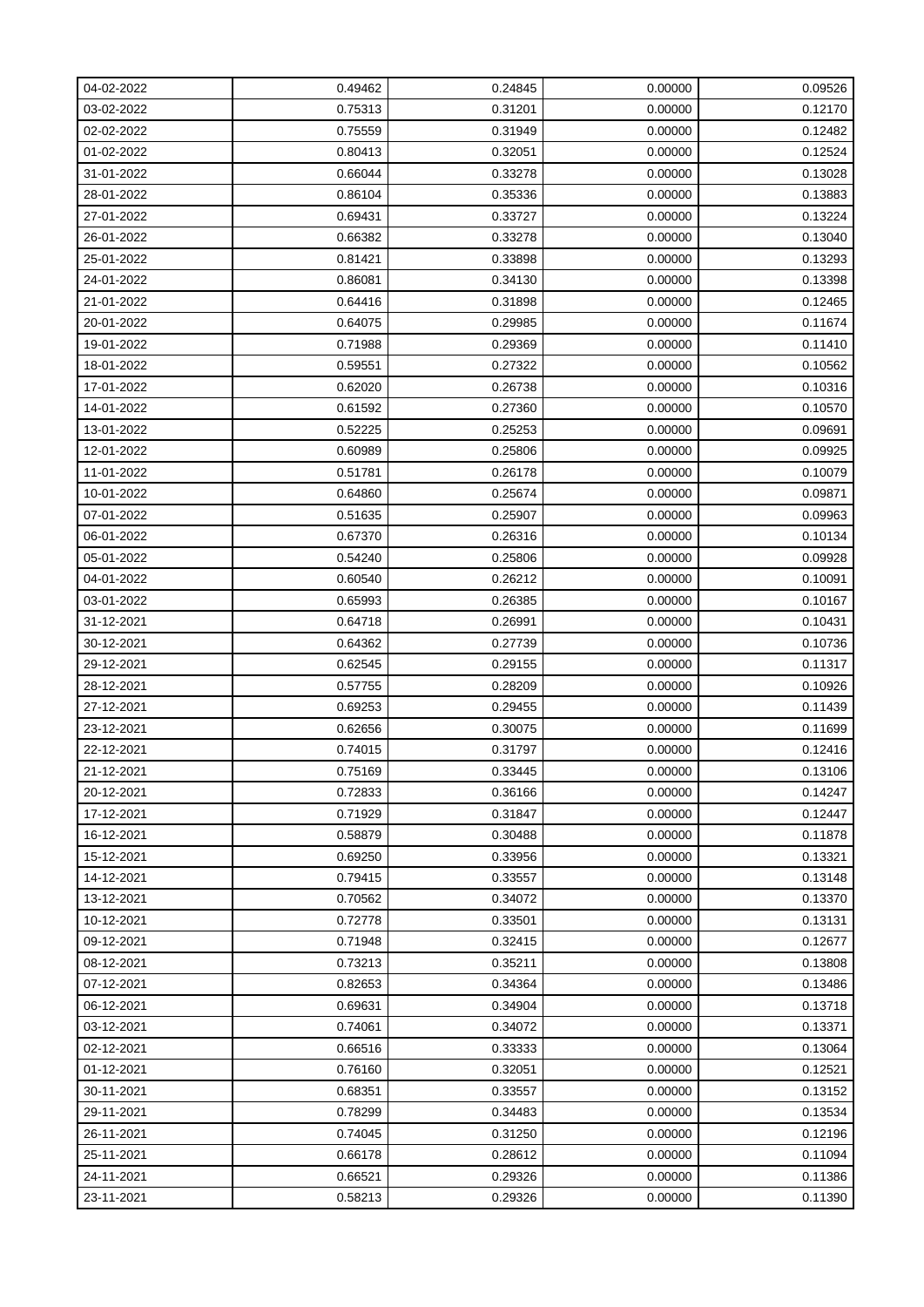| | | | | |
|---|---|---|---|---|
| 04-02-2022 | 0.49462 | 0.24845 | 0.00000 | 0.09526 |
| 03-02-2022 | 0.75313 | 0.31201 | 0.00000 | 0.12170 |
| 02-02-2022 | 0.75559 | 0.31949 | 0.00000 | 0.12482 |
| 01-02-2022 | 0.80413 | 0.32051 | 0.00000 | 0.12524 |
| 31-01-2022 | 0.66044 | 0.33278 | 0.00000 | 0.13028 |
| 28-01-2022 | 0.86104 | 0.35336 | 0.00000 | 0.13883 |
| 27-01-2022 | 0.69431 | 0.33727 | 0.00000 | 0.13224 |
| 26-01-2022 | 0.66382 | 0.33278 | 0.00000 | 0.13040 |
| 25-01-2022 | 0.81421 | 0.33898 | 0.00000 | 0.13293 |
| 24-01-2022 | 0.86081 | 0.34130 | 0.00000 | 0.13398 |
| 21-01-2022 | 0.64416 | 0.31898 | 0.00000 | 0.12465 |
| 20-01-2022 | 0.64075 | 0.29985 | 0.00000 | 0.11674 |
| 19-01-2022 | 0.71988 | 0.29369 | 0.00000 | 0.11410 |
| 18-01-2022 | 0.59551 | 0.27322 | 0.00000 | 0.10562 |
| 17-01-2022 | 0.62020 | 0.26738 | 0.00000 | 0.10316 |
| 14-01-2022 | 0.61592 | 0.27360 | 0.00000 | 0.10570 |
| 13-01-2022 | 0.52225 | 0.25253 | 0.00000 | 0.09691 |
| 12-01-2022 | 0.60989 | 0.25806 | 0.00000 | 0.09925 |
| 11-01-2022 | 0.51781 | 0.26178 | 0.00000 | 0.10079 |
| 10-01-2022 | 0.64860 | 0.25674 | 0.00000 | 0.09871 |
| 07-01-2022 | 0.51635 | 0.25907 | 0.00000 | 0.09963 |
| 06-01-2022 | 0.67370 | 0.26316 | 0.00000 | 0.10134 |
| 05-01-2022 | 0.54240 | 0.25806 | 0.00000 | 0.09928 |
| 04-01-2022 | 0.60540 | 0.26212 | 0.00000 | 0.10091 |
| 03-01-2022 | 0.65993 | 0.26385 | 0.00000 | 0.10167 |
| 31-12-2021 | 0.64718 | 0.26991 | 0.00000 | 0.10431 |
| 30-12-2021 | 0.64362 | 0.27739 | 0.00000 | 0.10736 |
| 29-12-2021 | 0.62545 | 0.29155 | 0.00000 | 0.11317 |
| 28-12-2021 | 0.57755 | 0.28209 | 0.00000 | 0.10926 |
| 27-12-2021 | 0.69253 | 0.29455 | 0.00000 | 0.11439 |
| 23-12-2021 | 0.62656 | 0.30075 | 0.00000 | 0.11699 |
| 22-12-2021 | 0.74015 | 0.31797 | 0.00000 | 0.12416 |
| 21-12-2021 | 0.75169 | 0.33445 | 0.00000 | 0.13106 |
| 20-12-2021 | 0.72833 | 0.36166 | 0.00000 | 0.14247 |
| 17-12-2021 | 0.71929 | 0.31847 | 0.00000 | 0.12447 |
| 16-12-2021 | 0.58879 | 0.30488 | 0.00000 | 0.11878 |
| 15-12-2021 | 0.69250 | 0.33956 | 0.00000 | 0.13321 |
| 14-12-2021 | 0.79415 | 0.33557 | 0.00000 | 0.13148 |
| 13-12-2021 | 0.70562 | 0.34072 | 0.00000 | 0.13370 |
| 10-12-2021 | 0.72778 | 0.33501 | 0.00000 | 0.13131 |
| 09-12-2021 | 0.71948 | 0.32415 | 0.00000 | 0.12677 |
| 08-12-2021 | 0.73213 | 0.35211 | 0.00000 | 0.13808 |
| 07-12-2021 | 0.82653 | 0.34364 | 0.00000 | 0.13486 |
| 06-12-2021 | 0.69631 | 0.34904 | 0.00000 | 0.13718 |
| 03-12-2021 | 0.74061 | 0.34072 | 0.00000 | 0.13371 |
| 02-12-2021 | 0.66516 | 0.33333 | 0.00000 | 0.13064 |
| 01-12-2021 | 0.76160 | 0.32051 | 0.00000 | 0.12521 |
| 30-11-2021 | 0.68351 | 0.33557 | 0.00000 | 0.13152 |
| 29-11-2021 | 0.78299 | 0.34483 | 0.00000 | 0.13534 |
| 26-11-2021 | 0.74045 | 0.31250 | 0.00000 | 0.12196 |
| 25-11-2021 | 0.66178 | 0.28612 | 0.00000 | 0.11094 |
| 24-11-2021 | 0.66521 | 0.29326 | 0.00000 | 0.11386 |
| 23-11-2021 | 0.58213 | 0.29326 | 0.00000 | 0.11390 |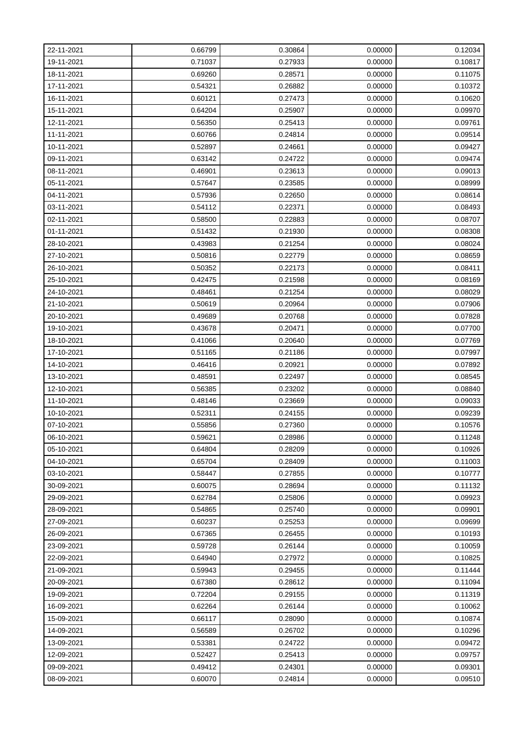| 22-11-2021 | 0.66799 | 0.30864 | 0.00000 | 0.12034 |
|---|---|---|---|---|
| 19-11-2021 | 0.71037 | 0.27933 | 0.00000 | 0.10817 |
| 18-11-2021 | 0.69260 | 0.28571 | 0.00000 | 0.11075 |
| 17-11-2021 | 0.54321 | 0.26882 | 0.00000 | 0.10372 |
| 16-11-2021 | 0.60121 | 0.27473 | 0.00000 | 0.10620 |
| 15-11-2021 | 0.64204 | 0.25907 | 0.00000 | 0.09970 |
| 12-11-2021 | 0.56350 | 0.25413 | 0.00000 | 0.09761 |
| 11-11-2021 | 0.60766 | 0.24814 | 0.00000 | 0.09514 |
| 10-11-2021 | 0.52897 | 0.24661 | 0.00000 | 0.09427 |
| 09-11-2021 | 0.63142 | 0.24722 | 0.00000 | 0.09474 |
| 08-11-2021 | 0.46901 | 0.23613 | 0.00000 | 0.09013 |
| 05-11-2021 | 0.57647 | 0.23585 | 0.00000 | 0.08999 |
| 04-11-2021 | 0.57936 | 0.22650 | 0.00000 | 0.08614 |
| 03-11-2021 | 0.54112 | 0.22371 | 0.00000 | 0.08493 |
| 02-11-2021 | 0.58500 | 0.22883 | 0.00000 | 0.08707 |
| 01-11-2021 | 0.51432 | 0.21930 | 0.00000 | 0.08308 |
| 28-10-2021 | 0.43983 | 0.21254 | 0.00000 | 0.08024 |
| 27-10-2021 | 0.50816 | 0.22779 | 0.00000 | 0.08659 |
| 26-10-2021 | 0.50352 | 0.22173 | 0.00000 | 0.08411 |
| 25-10-2021 | 0.42475 | 0.21598 | 0.00000 | 0.08169 |
| 24-10-2021 | 0.48461 | 0.21254 | 0.00000 | 0.08029 |
| 21-10-2021 | 0.50619 | 0.20964 | 0.00000 | 0.07906 |
| 20-10-2021 | 0.49689 | 0.20768 | 0.00000 | 0.07828 |
| 19-10-2021 | 0.43678 | 0.20471 | 0.00000 | 0.07700 |
| 18-10-2021 | 0.41066 | 0.20640 | 0.00000 | 0.07769 |
| 17-10-2021 | 0.51165 | 0.21186 | 0.00000 | 0.07997 |
| 14-10-2021 | 0.46416 | 0.20921 | 0.00000 | 0.07892 |
| 13-10-2021 | 0.48591 | 0.22497 | 0.00000 | 0.08545 |
| 12-10-2021 | 0.56385 | 0.23202 | 0.00000 | 0.08840 |
| 11-10-2021 | 0.48146 | 0.23669 | 0.00000 | 0.09033 |
| 10-10-2021 | 0.52311 | 0.24155 | 0.00000 | 0.09239 |
| 07-10-2021 | 0.55856 | 0.27360 | 0.00000 | 0.10576 |
| 06-10-2021 | 0.59621 | 0.28986 | 0.00000 | 0.11248 |
| 05-10-2021 | 0.64804 | 0.28209 | 0.00000 | 0.10926 |
| 04-10-2021 | 0.65704 | 0.28409 | 0.00000 | 0.11003 |
| 03-10-2021 | 0.58447 | 0.27855 | 0.00000 | 0.10777 |
| 30-09-2021 | 0.60075 | 0.28694 | 0.00000 | 0.11132 |
| 29-09-2021 | 0.62784 | 0.25806 | 0.00000 | 0.09923 |
| 28-09-2021 | 0.54865 | 0.25740 | 0.00000 | 0.09901 |
| 27-09-2021 | 0.60237 | 0.25253 | 0.00000 | 0.09699 |
| 26-09-2021 | 0.67365 | 0.26455 | 0.00000 | 0.10193 |
| 23-09-2021 | 0.59728 | 0.26144 | 0.00000 | 0.10059 |
| 22-09-2021 | 0.64940 | 0.27972 | 0.00000 | 0.10825 |
| 21-09-2021 | 0.59943 | 0.29455 | 0.00000 | 0.11444 |
| 20-09-2021 | 0.67380 | 0.28612 | 0.00000 | 0.11094 |
| 19-09-2021 | 0.72204 | 0.29155 | 0.00000 | 0.11319 |
| 16-09-2021 | 0.62264 | 0.26144 | 0.00000 | 0.10062 |
| 15-09-2021 | 0.66117 | 0.28090 | 0.00000 | 0.10874 |
| 14-09-2021 | 0.56589 | 0.26702 | 0.00000 | 0.10296 |
| 13-09-2021 | 0.53381 | 0.24722 | 0.00000 | 0.09472 |
| 12-09-2021 | 0.52427 | 0.25413 | 0.00000 | 0.09757 |
| 09-09-2021 | 0.49412 | 0.24301 | 0.00000 | 0.09301 |
| 08-09-2021 | 0.60070 | 0.24814 | 0.00000 | 0.09510 |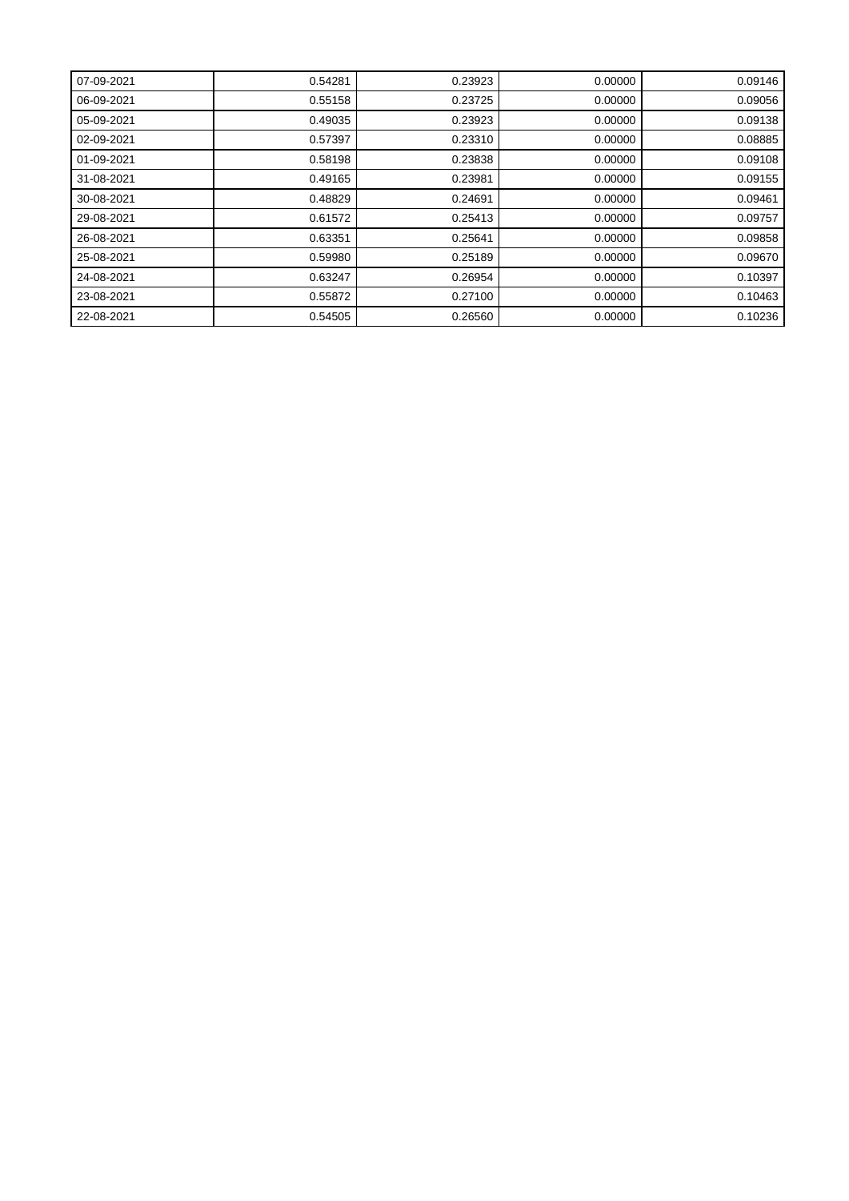| | | | | |
|---|---|---|---|---|
| 07-09-2021 | 0.54281 | 0.23923 | 0.00000 | 0.09146 |
| 06-09-2021 | 0.55158 | 0.23725 | 0.00000 | 0.09056 |
| 05-09-2021 | 0.49035 | 0.23923 | 0.00000 | 0.09138 |
| 02-09-2021 | 0.57397 | 0.23310 | 0.00000 | 0.08885 |
| 01-09-2021 | 0.58198 | 0.23838 | 0.00000 | 0.09108 |
| 31-08-2021 | 0.49165 | 0.23981 | 0.00000 | 0.09155 |
| 30-08-2021 | 0.48829 | 0.24691 | 0.00000 | 0.09461 |
| 29-08-2021 | 0.61572 | 0.25413 | 0.00000 | 0.09757 |
| 26-08-2021 | 0.63351 | 0.25641 | 0.00000 | 0.09858 |
| 25-08-2021 | 0.59980 | 0.25189 | 0.00000 | 0.09670 |
| 24-08-2021 | 0.63247 | 0.26954 | 0.00000 | 0.10397 |
| 23-08-2021 | 0.55872 | 0.27100 | 0.00000 | 0.10463 |
| 22-08-2021 | 0.54505 | 0.26560 | 0.00000 | 0.10236 |